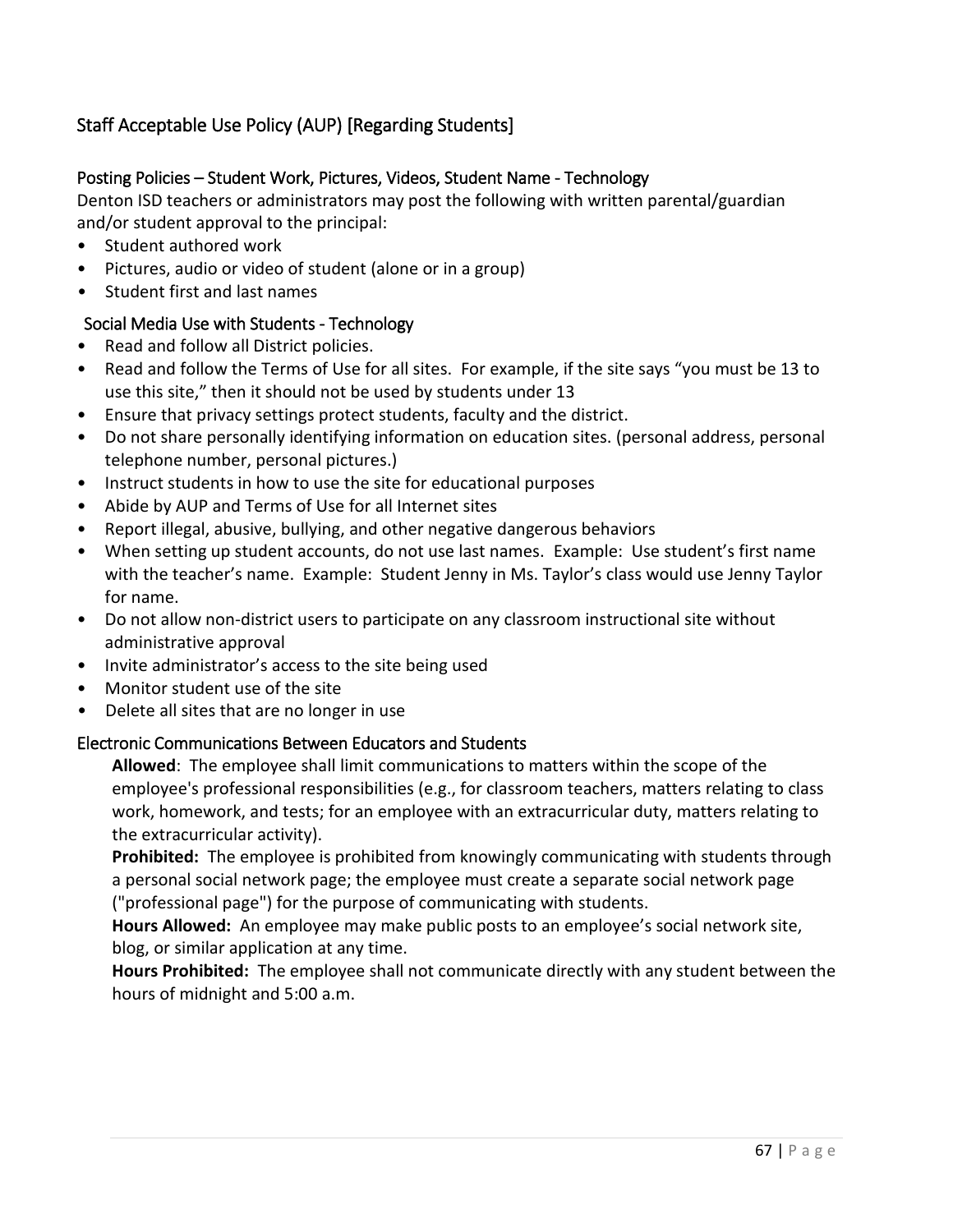## Staff Acceptable Use Policy (AUP) [Regarding Students]

### Posting Policies – Student Work, Pictures, Videos, Student Name - Technology

Denton ISD teachers or administrators may post the following with written parental/guardian and/or student approval to the principal:

- Student authored work
- Pictures, audio or video of student (alone or in a group)
- Student first and last names

### Social Media Use with Students - Technology

- Read and follow all District policies.
- Read and follow the Terms of Use for all sites. For example, if the site says “you must be 13 to use this site,” then it should not be used by students under 13
- Ensure that privacy settings protect students, faculty and the district.
- Do not share personally identifying information on education sites. (personal address, personal telephone number, personal pictures.)
- Instruct students in how to use the site for educational purposes
- Abide by AUP and Terms of Use for all Internet sites
- Report illegal, abusive, bullying, and other negative dangerous behaviors
- When setting up student accounts, do not use last names. Example: Use student’s first name with the teacher’s name. Example: Student Jenny in Ms. Taylor’s class would use Jenny Taylor for name.
- Do not allow non-district users to participate on any classroom instructional site without administrative approval
- Invite administrator’s access to the site being used
- Monitor student use of the site
- Delete all sites that are no longer in use

### Electronic Communications Between Educators and Students

**Allowed**: The employee shall limit communications to matters within the scope of the employee's professional responsibilities (e.g., for classroom teachers, matters relating to class work, homework, and tests; for an employee with an extracurricular duty, matters relating to the extracurricular activity).

**Prohibited:** The employee is prohibited from knowingly communicating with students through a personal social network page; the employee must create a separate social network page ("professional page") for the purpose of communicating with students.

**Hours Allowed:** An employee may make public posts to an employee’s social network site, blog, or similar application at any time.

**Hours Prohibited:** The employee shall not communicate directly with any student between the hours of midnight and 5:00 a.m.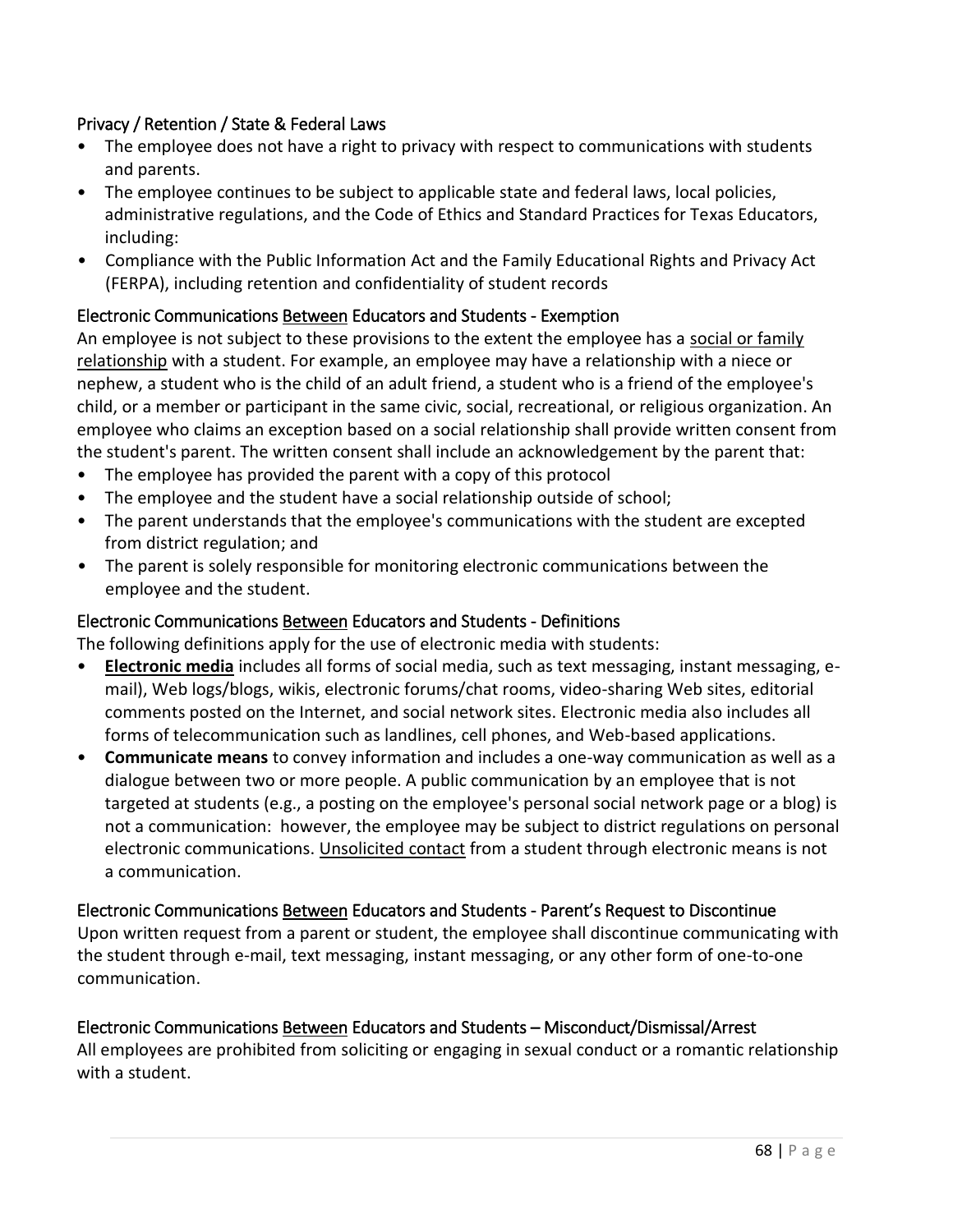### Privacy / Retention / State & Federal Laws

- The employee does not have a right to privacy with respect to communications with students and parents.
- The employee continues to be subject to applicable state and federal laws, local policies, administrative regulations, and the Code of Ethics and Standard Practices for Texas Educators, including:
- Compliance with the Public Information Act and the Family Educational Rights and Privacy Act (FERPA), including retention and confidentiality of student records

### Electronic Communications Between Educators and Students - Exemption

An employee is not subject to these provisions to the extent the employee has a social or family relationship with a student. For example, an employee may have a relationship with a niece or nephew, a student who is the child of an adult friend, a student who is a friend of the employee's child, or a member or participant in the same civic, social, recreational, or religious organization. An employee who claims an exception based on a social relationship shall provide written consent from the student's parent. The written consent shall include an acknowledgement by the parent that:

- The employee has provided the parent with a copy of this protocol
- The employee and the student have a social relationship outside of school;
- The parent understands that the employee's communications with the student are excepted from district regulation; and
- The parent is solely responsible for monitoring electronic communications between the employee and the student.

### Electronic Communications Between Educators and Students - Definitions

The following definitions apply for the use of electronic media with students:

- **Electronic media** includes all forms of social media, such as text messaging, instant messaging, e-mail), Web logs/blogs, wikis, electronic forums/chat rooms, video-sharing Web sites, editorial comments posted on the Internet, and social network sites. Electronic media also includes all forms of telecommunication such as landlines, cell phones, and Web-based applications.
- **Communicate means** to convey information and includes a one-way communication as well as a dialogue between two or more people. A public communication by an employee that is not targeted at students (e.g., a posting on the employee's personal social network page or a blog) is not a communication: however, the employee may be subject to district regulations on personal electronic communications. Unsolicited contact from a student through electronic means is not a communication.

### Electronic Communications Between Educators and Students - Parent's Request to Discontinue

Upon written request from a parent or student, the employee shall discontinue communicating with the student through e-mail, text messaging, instant messaging, or any other form of one-to-one communication.

### Electronic Communications Between Educators and Students – Misconduct/Dismissal/Arrest

All employees are prohibited from soliciting or engaging in sexual conduct or a romantic relationship with a student.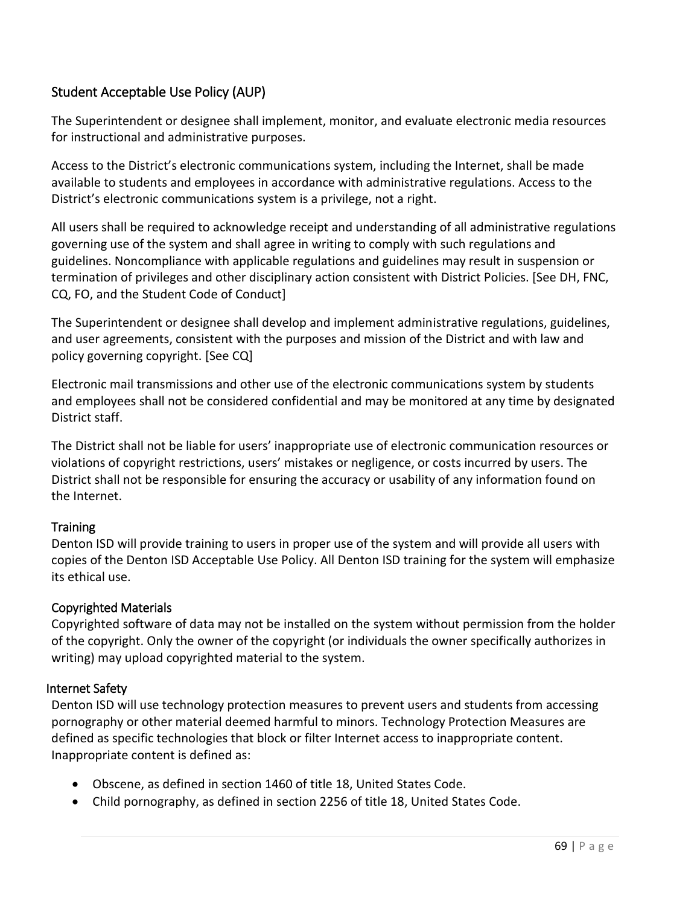## Student Acceptable Use Policy (AUP)

The Superintendent or designee shall implement, monitor, and evaluate electronic media resources for instructional and administrative purposes.

Access to the District's electronic communications system, including the Internet, shall be made available to students and employees in accordance with administrative regulations. Access to the District's electronic communications system is a privilege, not a right.

All users shall be required to acknowledge receipt and understanding of all administrative regulations governing use of the system and shall agree in writing to comply with such regulations and guidelines. Noncompliance with applicable regulations and guidelines may result in suspension or termination of privileges and other disciplinary action consistent with District Policies. [See DH, FNC, CQ, FO, and the Student Code of Conduct]

The Superintendent or designee shall develop and implement administrative regulations, guidelines, and user agreements, consistent with the purposes and mission of the District and with law and policy governing copyright. [See CQ]

Electronic mail transmissions and other use of the electronic communications system by students and employees shall not be considered confidential and may be monitored at any time by designated District staff.

The District shall not be liable for users' inappropriate use of electronic communication resources or violations of copyright restrictions, users' mistakes or negligence, or costs incurred by users. The District shall not be responsible for ensuring the accuracy or usability of any information found on the Internet.

### Training

Denton ISD will provide training to users in proper use of the system and will provide all users with copies of the Denton ISD Acceptable Use Policy. All Denton ISD training for the system will emphasize its ethical use.

### Copyrighted Materials

Copyrighted software of data may not be installed on the system without permission from the holder of the copyright. Only the owner of the copyright (or individuals the owner specifically authorizes in writing) may upload copyrighted material to the system.

### Internet Safety

Denton ISD will use technology protection measures to prevent users and students from accessing pornography or other material deemed harmful to minors. Technology Protection Measures are defined as specific technologies that block or filter Internet access to inappropriate content. Inappropriate content is defined as:

- Obscene, as defined in section 1460 of title 18, United States Code.
- Child pornography, as defined in section 2256 of title 18, United States Code.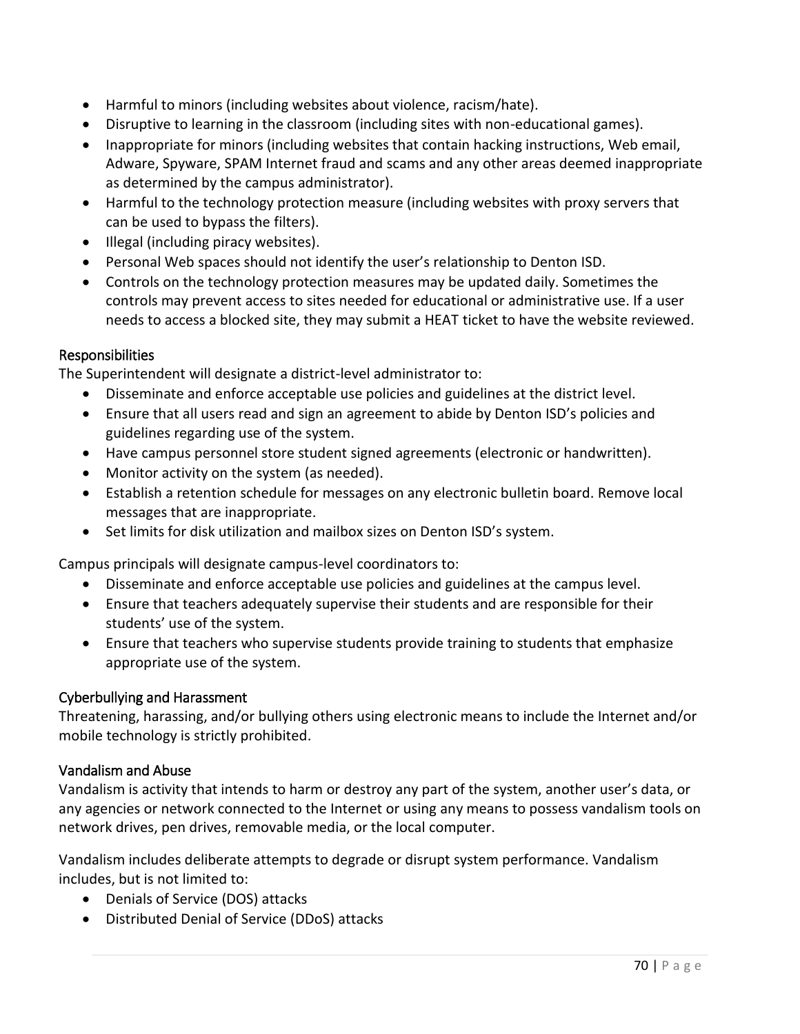- Harmful to minors (including websites about violence, racism/hate).
- Disruptive to learning in the classroom (including sites with non-educational games).
- Inappropriate for minors (including websites that contain hacking instructions, Web email, Adware, Spyware, SPAM Internet fraud and scams and any other areas deemed inappropriate as determined by the campus administrator).
- Harmful to the technology protection measure (including websites with proxy servers that can be used to bypass the filters).
- Illegal (including piracy websites).
- Personal Web spaces should not identify the user's relationship to Denton ISD.
- Controls on the technology protection measures may be updated daily. Sometimes the controls may prevent access to sites needed for educational or administrative use. If a user needs to access a blocked site, they may submit a HEAT ticket to have the website reviewed.

### Responsibilities

The Superintendent will designate a district-level administrator to:

- Disseminate and enforce acceptable use policies and guidelines at the district level.
- Ensure that all users read and sign an agreement to abide by Denton ISD's policies and guidelines regarding use of the system.
- Have campus personnel store student signed agreements (electronic or handwritten).
- Monitor activity on the system (as needed).
- Establish a retention schedule for messages on any electronic bulletin board. Remove local messages that are inappropriate.
- Set limits for disk utilization and mailbox sizes on Denton ISD's system.

Campus principals will designate campus-level coordinators to:

- Disseminate and enforce acceptable use policies and guidelines at the campus level.
- Ensure that teachers adequately supervise their students and are responsible for their students' use of the system.
- Ensure that teachers who supervise students provide training to students that emphasize appropriate use of the system.

### Cyberbullying and Harassment

Threatening, harassing, and/or bullying others using electronic means to include the Internet and/or mobile technology is strictly prohibited.

### Vandalism and Abuse

Vandalism is activity that intends to harm or destroy any part of the system, another user's data, or any agencies or network connected to the Internet or using any means to possess vandalism tools on network drives, pen drives, removable media, or the local computer.

Vandalism includes deliberate attempts to degrade or disrupt system performance. Vandalism includes, but is not limited to:

- Denials of Service (DOS) attacks
- Distributed Denial of Service (DDoS) attacks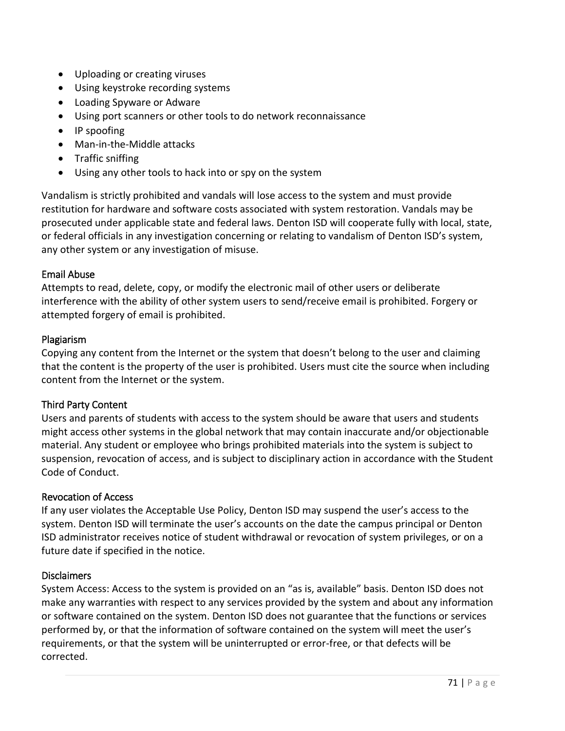- Uploading or creating viruses
- Using keystroke recording systems
- Loading Spyware or Adware
- Using port scanners or other tools to do network reconnaissance
- IP spoofing
- Man-in-the-Middle attacks
- Traffic sniffing
- Using any other tools to hack into or spy on the system

Vandalism is strictly prohibited and vandals will lose access to the system and must provide restitution for hardware and software costs associated with system restoration. Vandals may be prosecuted under applicable state and federal laws. Denton ISD will cooperate fully with local, state, or federal officials in any investigation concerning or relating to vandalism of Denton ISD's system, any other system or any investigation of misuse.

### Email Abuse

Attempts to read, delete, copy, or modify the electronic mail of other users or deliberate interference with the ability of other system users to send/receive email is prohibited. Forgery or attempted forgery of email is prohibited.

### Plagiarism

Copying any content from the Internet or the system that doesn't belong to the user and claiming that the content is the property of the user is prohibited. Users must cite the source when including content from the Internet or the system.

### Third Party Content

Users and parents of students with access to the system should be aware that users and students might access other systems in the global network that may contain inaccurate and/or objectionable material. Any student or employee who brings prohibited materials into the system is subject to suspension, revocation of access, and is subject to disciplinary action in accordance with the Student Code of Conduct.

### Revocation of Access

If any user violates the Acceptable Use Policy, Denton ISD may suspend the user's access to the system. Denton ISD will terminate the user's accounts on the date the campus principal or Denton ISD administrator receives notice of student withdrawal or revocation of system privileges, or on a future date if specified in the notice.

### Disclaimers

System Access: Access to the system is provided on an "as is, available" basis. Denton ISD does not make any warranties with respect to any services provided by the system and about any information or software contained on the system. Denton ISD does not guarantee that the functions or services performed by, or that the information of software contained on the system will meet the user's requirements, or that the system will be uninterrupted or error-free, or that defects will be corrected.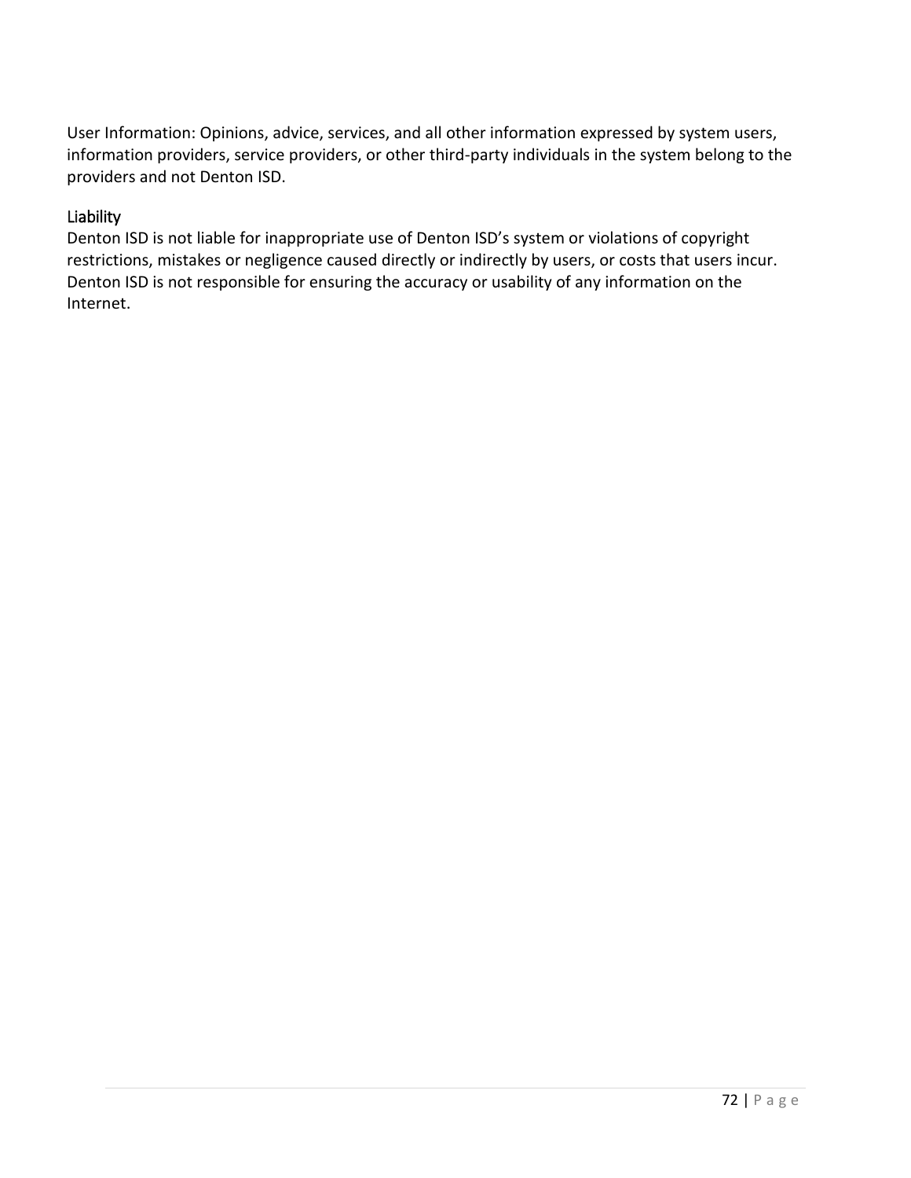User Information: Opinions, advice, services, and all other information expressed by system users, information providers, service providers, or other third-party individuals in the system belong to the providers and not Denton ISD.

### Liability

Denton ISD is not liable for inappropriate use of Denton ISD's system or violations of copyright restrictions, mistakes or negligence caused directly or indirectly by users, or costs that users incur. Denton ISD is not responsible for ensuring the accuracy or usability of any information on the Internet.